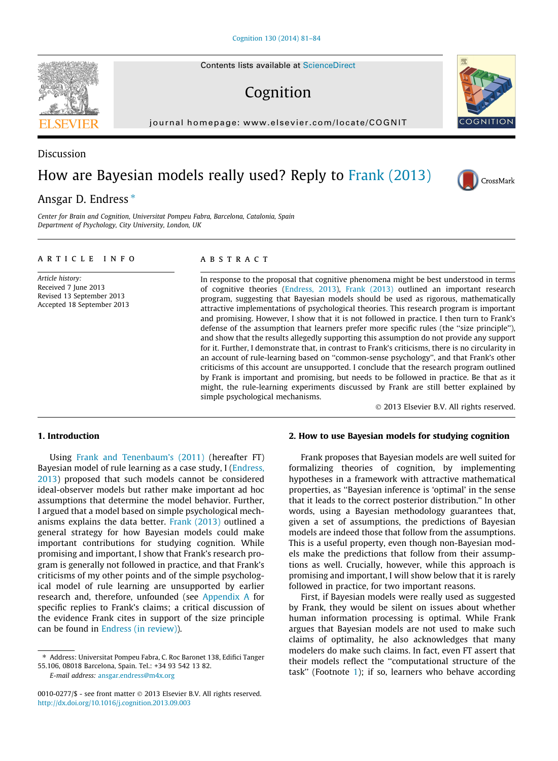Discussion

# How are Bayesian models really used? Reply to Frank (2013)

Ansgar D. Endress *

*Center for Brain and Cognition, Universitat Pompeu Fabra, Barcelona, Catalonia, Spain*
*Department of Psychology, City University, London, UK*

## ARTICLE INFO

*Article history:*
Received 7 June 2013
Revised 13 September 2013
Accepted 18 September 2013

## ABSTRACT

In response to the proposal that cognitive phenomena might be best understood in terms of cognitive theories (Endress, 2013), Frank (2013) outlined an important research program, suggesting that Bayesian models should be used as rigorous, mathematically attractive implementations of psychological theories. This research program is important and promising. However, I show that it is not followed in practice. I then turn to Frank's defense of the assumption that learners prefer more specific rules (the "size principle"), and show that the results allegedly supporting this assumption do not provide any support for it. Further, I demonstrate that, in contrast to Frank's criticisms, there is no circularity in an account of rule-learning based on "common-sense psychology", and that Frank's other criticisms of this account are unsupported. I conclude that the research program outlined by Frank is important and promising, but needs to be followed in practice. Be that as it might, the rule-learning experiments discussed by Frank are still better explained by simple psychological mechanisms.

© 2013 Elsevier B.V. All rights reserved.

## 1. Introduction

Using Frank and Tenenbaum's (2011) (hereafter FT) Bayesian model of rule learning as a case study, I (Endress, 2013) proposed that such models cannot be considered ideal-observer models but rather make important ad hoc assumptions that determine the model behavior. Further, I argued that a model based on simple psychological mechanisms explains the data better. Frank (2013) outlined a general strategy for how Bayesian models could make important contributions for studying cognition. While promising and important, I show that Frank's research program is generally not followed in practice, and that Frank's criticisms of my other points and of the simple psychological model of rule learning are unsupported by earlier research and, therefore, unfounded (see Appendix A for specific replies to Frank's claims; a critical discussion of the evidence Frank cites in support of the size principle can be found in Endress (in review)).

## 2. How to use Bayesian models for studying cognition

Frank proposes that Bayesian models are well suited for formalizing theories of cognition, by implementing hypotheses in a framework with attractive mathematical properties, as "Bayesian inference is 'optimal' in the sense that it leads to the correct posterior distribution." In other words, using a Bayesian methodology guarantees that, given a set of assumptions, the predictions of Bayesian models are indeed those that follow from the assumptions. This is a useful property, even though non-Bayesian models make the predictions that follow from their assumptions as well. Crucially, however, while this approach is promising and important, I will show below that it is rarely followed in practice, for two important reasons.

First, if Bayesian models were really used as suggested by Frank, they would be silent on issues about whether human information processing is optimal. While Frank argues that Bayesian models are not used to make such claims of optimality, he also acknowledges that many modelers do make such claims. In fact, even FT assert that their models reflect the "computational structure of the task" (Footnote 1); if so, learners who behave according

* Address: Universitat Pompeu Fabra, C. Roc Baronet 138, Edifici Tanger 55.106, 08018 Barcelona, Spain. Tel.: +34 93 542 13 82.
*E-mail address:* ansgar.endress@m4x.org

0010-0277/$ - see front matter © 2013 Elsevier B.V. All rights reserved.
http://dx.doi.org/10.1016/j.cognition.2013.09.003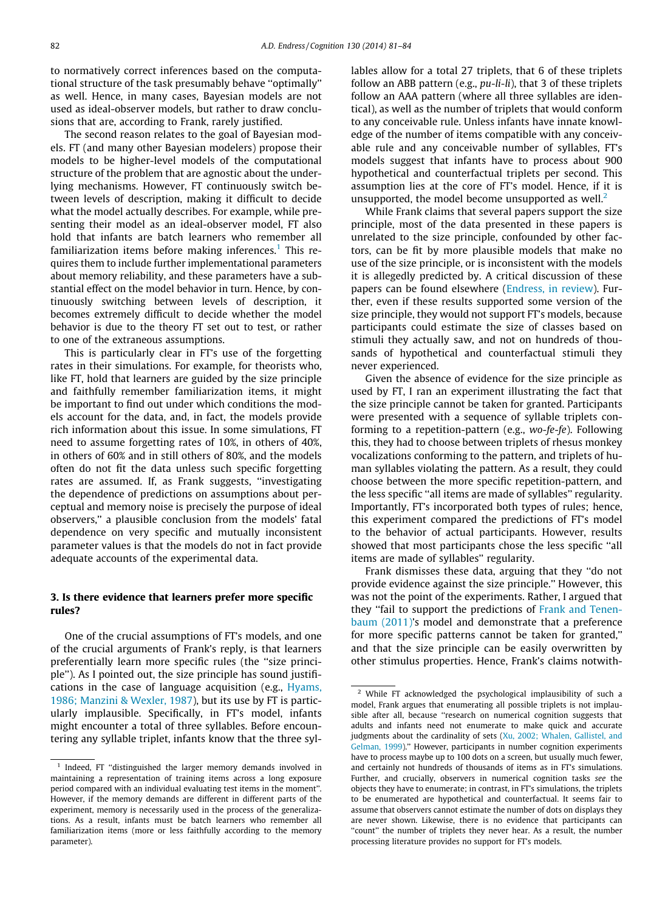to normatively correct inferences based on the computational structure of the task presumably behave ''optimally'' as well. Hence, in many cases, Bayesian models are not used as ideal-observer models, but rather to draw conclusions that are, according to Frank, rarely justified.

The second reason relates to the goal of Bayesian models. FT (and many other Bayesian modelers) propose their models to be higher-level models of the computational structure of the problem that are agnostic about the underlying mechanisms. However, FT continuously switch between levels of description, making it difficult to decide what the model actually describes. For example, while presenting their model as an ideal-observer model, FT also hold that infants are batch learners who remember all familiarization items before making inferences.[1] This requires them to include further implementational parameters about memory reliability, and these parameters have a substantial effect on the model behavior in turn. Hence, by continuously switching between levels of description, it becomes extremely difficult to decide whether the model behavior is due to the theory FT set out to test, or rather to one of the extraneous assumptions.

This is particularly clear in FT's use of the forgetting rates in their simulations. For example, for theorists who, like FT, hold that learners are guided by the size principle and faithfully remember familiarization items, it might be important to find out under which conditions the models account for the data, and, in fact, the models provide rich information about this issue. In some simulations, FT need to assume forgetting rates of 10%, in others of 40%, in others of 60% and in still others of 80%, and the models often do not fit the data unless such specific forgetting rates are assumed. If, as Frank suggests, ''investigating the dependence of predictions on assumptions about perceptual and memory noise is precisely the purpose of ideal observers,'' a plausible conclusion from the models' fatal dependence on very specific and mutually inconsistent parameter values is that the models do not in fact provide adequate accounts of the experimental data.

## 3. Is there evidence that learners prefer more specific rules?

One of the crucial assumptions of FT's models, and one of the crucial arguments of Frank's reply, is that learners preferentially learn more specific rules (the ''size principle''). As I pointed out, the size principle has sound justifications in the case of language acquisition (e.g., Hyams, 1986; Manzini & Wexler, 1987), but its use by FT is particularly implausible. Specifically, in FT's model, infants might encounter a total of three syllables. Before encountering any syllable triplet, infants know that the three syllables allow for a total 27 triplets, that 6 of these triplets follow an ABB pattern (e.g., *pu-li-li*), that 3 of these triplets follow an AAA pattern (where all three syllables are identical), as well as the number of triplets that would conform to any conceivable rule. Unless infants have innate knowledge of the number of items compatible with any conceivable rule and any conceivable number of syllables, FT's models suggest that infants have to process about 900 hypothetical and counterfactual triplets per second. This assumption lies at the core of FT's model. Hence, if it is unsupported, the model become unsupported as well.[2]

While Frank claims that several papers support the size principle, most of the data presented in these papers is unrelated to the size principle, confounded by other factors, can be fit by more plausible models that make no use of the size principle, or is inconsistent with the models it is allegedly predicted by. A critical discussion of these papers can be found elsewhere (Endress, in review). Further, even if these results supported some version of the size principle, they would not support FT's models, because participants could estimate the size of classes based on stimuli they actually saw, and not on hundreds of thousands of hypothetical and counterfactual stimuli they never experienced.

Given the absence of evidence for the size principle as used by FT, I ran an experiment illustrating the fact that the size principle cannot be taken for granted. Participants were presented with a sequence of syllable triplets conforming to a repetition-pattern (e.g., *wo-fe-fe*). Following this, they had to choose between triplets of rhesus monkey vocalizations conforming to the pattern, and triplets of human syllables violating the pattern. As a result, they could choose between the more specific repetition-pattern, and the less specific ''all items are made of syllables'' regularity. Importantly, FT's incorporated both types of rules; hence, this experiment compared the predictions of FT's model to the behavior of actual participants. However, results showed that most participants chose the less specific ''all items are made of syllables'' regularity.

Frank dismisses these data, arguing that they ''do not provide evidence against the size principle.'' However, this was not the point of the experiments. Rather, I argued that they ''fail to support the predictions of Frank and Tenenbaum (2011)'s model and demonstrate that a preference for more specific patterns cannot be taken for granted,'' and that the size principle can be easily overwritten by other stimulus properties. Hence, Frank's claims notwith-

---

[1] Indeed, FT ''distinguished the larger memory demands involved in maintaining a representation of training items across a long exposure period compared with an individual evaluating test items in the moment''. However, if the memory demands are different in different parts of the experiment, memory is necessarily used in the process of the generalizations. As a result, infants must be batch learners who remember all familiarization items (more or less faithfully according to the memory parameter).

[2] While FT acknowledged the psychological implausibility of such a model, Frank argues that enumerating all possible triplets is not implausible after all, because ''research on numerical cognition suggests that adults and infants need not enumerate to make quick and accurate judgments about the cardinality of sets (Xu, 2002; Whalen, Gallistel, and Gelman, 1999).'' However, participants in number cognition experiments have to process maybe up to 100 dots on a screen, but usually much fewer, and certainly not hundreds of thousands of items as in FT's simulations. Further, and crucially, observers in numerical cognition tasks *see* the objects they have to enumerate; in contrast, in FT's simulations, the triplets to be enumerated are hypothetical and counterfactual. It seems fair to assume that observers cannot estimate the number of dots on displays they are never shown. Likewise, there is no evidence that participants can ''count'' the number of triplets they never hear. As a result, the number processing literature provides no support for FT's models.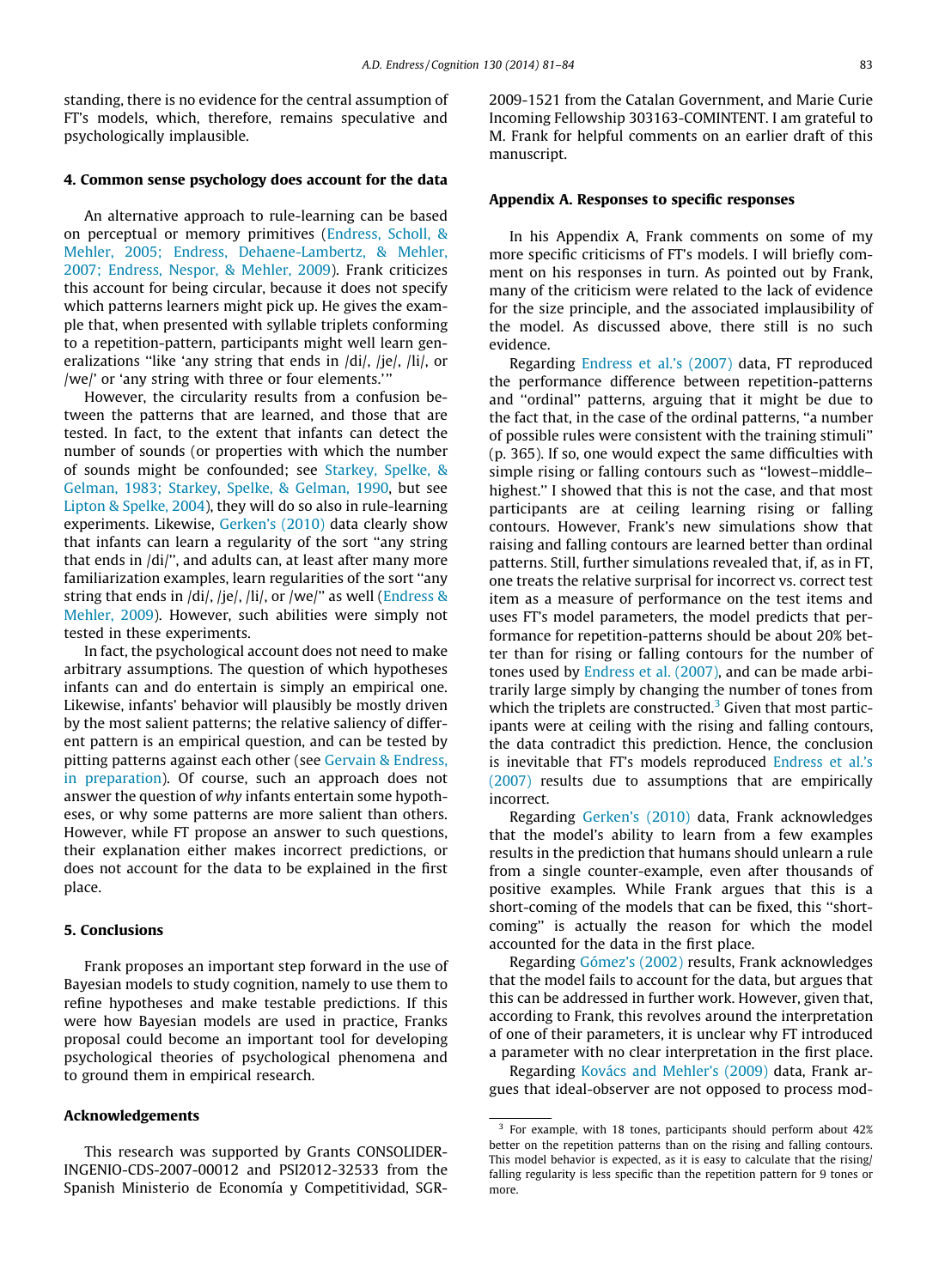standing, there is no evidence for the central assumption of FT's models, which, therefore, remains speculative and psychologically implausible.

## 4. Common sense psychology does account for the data

An alternative approach to rule-learning can be based on perceptual or memory primitives (Endress, Scholl, & Mehler, 2005; Endress, Dehaene-Lambertz, & Mehler, 2007; Endress, Nespor, & Mehler, 2009). Frank criticizes this account for being circular, because it does not specify which patterns learners might pick up. He gives the example that, when presented with syllable triplets conforming to a repetition-pattern, participants might well learn generalizations "like 'any string that ends in /di/, /je/, /li/, or /we/' or 'any string with three or four elements.'"

However, the circularity results from a confusion between the patterns that are learned, and those that are tested. In fact, to the extent that infants can detect the number of sounds (or properties with which the number of sounds might be confounded; see Starkey, Spelke, & Gelman, 1983; Starkey, Spelke, & Gelman, 1990, but see Lipton & Spelke, 2004), they will do so also in rule-learning experiments. Likewise, Gerken's (2010) data clearly show that infants can learn a regularity of the sort "any string that ends in /di/", and adults can, at least after many more familiarization examples, learn regularities of the sort "any string that ends in /di/, /je/, /li/, or /we/" as well (Endress & Mehler, 2009). However, such abilities were simply not tested in these experiments.

In fact, the psychological account does not need to make arbitrary assumptions. The question of which hypotheses infants can and do entertain is simply an empirical one. Likewise, infants' behavior will plausibly be mostly driven by the most salient patterns; the relative saliency of different pattern is an empirical question, and can be tested by pitting patterns against each other (see Gervain & Endress, in preparation). Of course, such an approach does not answer the question of *why* infants entertain some hypotheses, or why some patterns are more salient than others. However, while FT propose an answer to such questions, their explanation either makes incorrect predictions, or does not account for the data to be explained in the first place.

## 5. Conclusions

Frank proposes an important step forward in the use of Bayesian models to study cognition, namely to use them to refine hypotheses and make testable predictions. If this were how Bayesian models are used in practice, Franks proposal could become an important tool for developing psychological theories of psychological phenomena and to ground them in empirical research.

## Acknowledgements

This research was supported by Grants CONSOLIDER-INGENIO-CDS-2007-00012 and PSI2012-32533 from the Spanish Ministerio de Economía y Competitividad, SGR-2009-1521 from the Catalan Government, and Marie Curie Incoming Fellowship 303163-COMINTENT. I am grateful to M. Frank for helpful comments on an earlier draft of this manuscript.

## Appendix A. Responses to specific responses

In his Appendix A, Frank comments on some of my more specific criticisms of FT's models. I will briefly comment on his responses in turn. As pointed out by Frank, many of the criticism were related to the lack of evidence for the size principle, and the associated implausibility of the model. As discussed above, there still is no such evidence.

Regarding Endress et al.'s (2007) data, FT reproduced the performance difference between repetition-patterns and "ordinal" patterns, arguing that it might be due to the fact that, in the case of the ordinal patterns, "a number of possible rules were consistent with the training stimuli" (p. 365). If so, one would expect the same difficulties with simple rising or falling contours such as "lowest–middle–highest." I showed that this is not the case, and that most participants are at ceiling learning rising or falling contours. However, Frank's new simulations show that raising and falling contours are learned better than ordinal patterns. Still, further simulations revealed that, if, as in FT, one treats the relative surprisal for incorrect vs. correct test item as a measure of performance on the test items and uses FT's model parameters, the model predicts that performance for repetition-patterns should be about 20% better than for rising or falling contours for the number of tones used by Endress et al. (2007), and can be made arbitrarily large simply by changing the number of tones from which the triplets are constructed.[3] Given that most participants were at ceiling with the rising and falling contours, the data contradict this prediction. Hence, the conclusion is inevitable that FT's models reproduced Endress et al.'s (2007) results due to assumptions that are empirically incorrect.

Regarding Gerken's (2010) data, Frank acknowledges that the model's ability to learn from a few examples results in the prediction that humans should unlearn a rule from a single counter-example, even after thousands of positive examples. While Frank argues that this is a short-coming of the models that can be fixed, this "short-coming" is actually the reason for which the model accounted for the data in the first place.

Regarding Gómez's (2002) results, Frank acknowledges that the model fails to account for the data, but argues that this can be addressed in further work. However, given that, according to Frank, this revolves around the interpretation of one of their parameters, it is unclear why FT introduced a parameter with no clear interpretation in the first place.

Regarding Kovács and Mehler's (2009) data, Frank argues that ideal-observer are not opposed to process mod-

[3] For example, with 18 tones, participants should perform about 42% better on the repetition patterns than on the rising and falling contours. This model behavior is expected, as it is easy to calculate that the rising/falling regularity is less specific than the repetition pattern for 9 tones or more.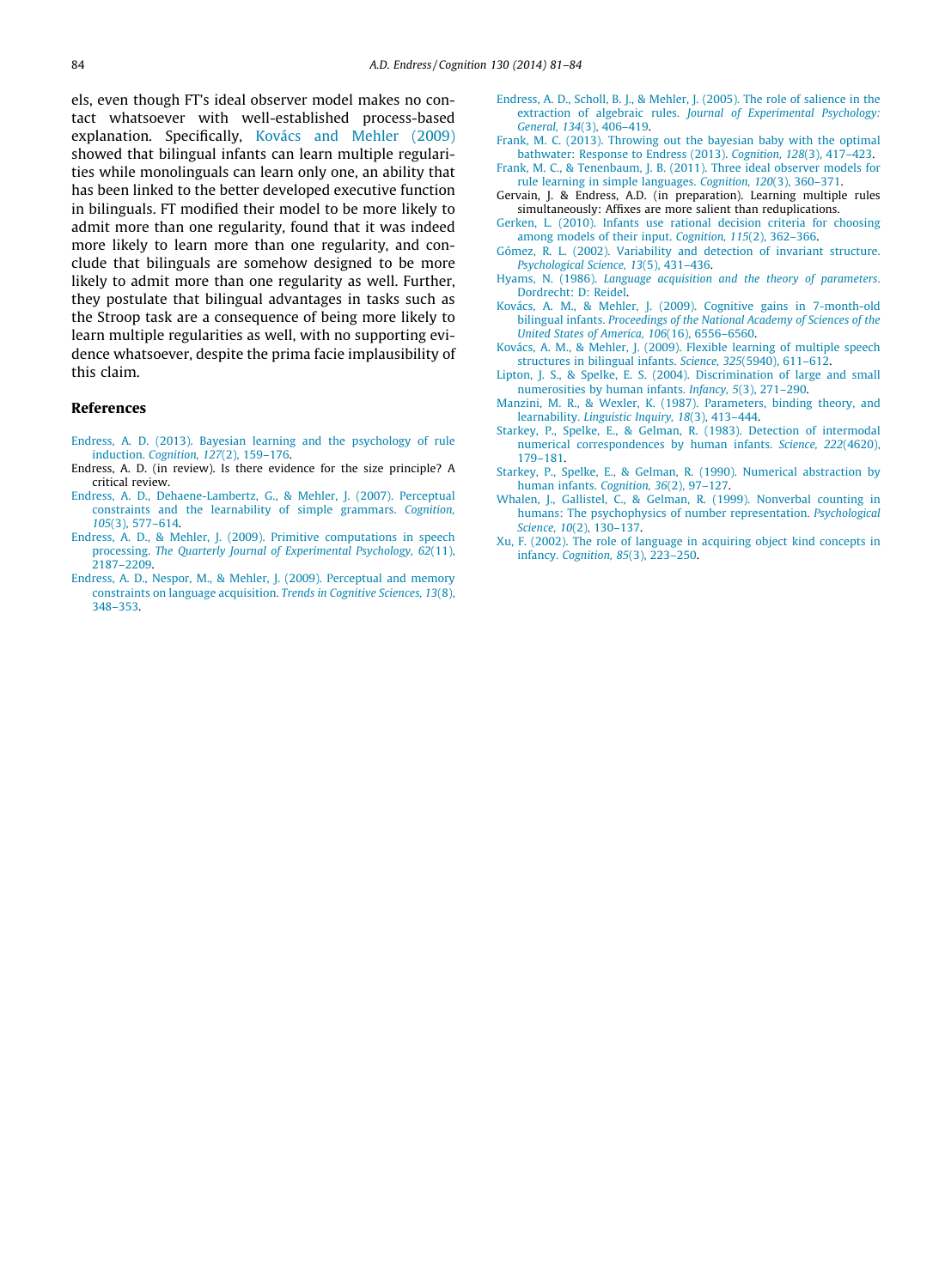els, even though FT's ideal observer model makes no contact whatsoever with well-established process-based explanation. Specifically, Kovács and Mehler (2009) showed that bilingual infants can learn multiple regularities while monolinguals can learn only one, an ability that has been linked to the better developed executive function in bilinguals. FT modified their model to be more likely to admit more than one regularity, found that it was indeed more likely to learn more than one regularity, and conclude that bilinguals are somehow designed to be more likely to admit more than one regularity as well. Further, they postulate that bilingual advantages in tasks such as the Stroop task are a consequence of being more likely to learn multiple regularities as well, with no supporting evidence whatsoever, despite the prima facie implausibility of this claim.

## References

Endress, A. D. (2013). Bayesian learning and the psychology of rule induction. *Cognition, 127*(2), 159–176.

Endress, A. D. (in review). Is there evidence for the size principle? A critical review.

Endress, A. D., Dehaene-Lambertz, G., & Mehler, J. (2007). Perceptual constraints and the learnability of simple grammars. *Cognition, 105*(3), 577–614.

Endress, A. D., & Mehler, J. (2009). Primitive computations in speech processing. *The Quarterly Journal of Experimental Psychology, 62*(11), 2187–2209.

Endress, A. D., Nespor, M., & Mehler, J. (2009). Perceptual and memory constraints on language acquisition. *Trends in Cognitive Sciences, 13*(8), 348–353.

Endress, A. D., Scholl, B. J., & Mehler, J. (2005). The role of salience in the extraction of algebraic rules. *Journal of Experimental Psychology: General, 134*(3), 406–419.

Frank, M. C. (2013). Throwing out the bayesian baby with the optimal bathwater: Response to Endress (2013). *Cognition, 128*(3), 417–423.

Frank, M. C., & Tenenbaum, J. B. (2011). Three ideal observer models for rule learning in simple languages. *Cognition, 120*(3), 360–371.

Gervain, J. & Endress, A.D. (in preparation). Learning multiple rules simultaneously: Affixes are more salient than reduplications.

Gerken, L. (2010). Infants use rational decision criteria for choosing among models of their input. *Cognition, 115*(2), 362–366.

Gómez, R. L. (2002). Variability and detection of invariant structure. *Psychological Science, 13*(5), 431–436.

Hyams, N. (1986). *Language acquisition and the theory of parameters*. Dordrecht: D: Reidel.

Kovács, A. M., & Mehler, J. (2009). Cognitive gains in 7-month-old bilingual infants. *Proceedings of the National Academy of Sciences of the United States of America, 106*(16), 6556–6560.

Kovács, A. M., & Mehler, J. (2009). Flexible learning of multiple speech structures in bilingual infants. *Science, 325*(5940), 611–612.

Lipton, J. S., & Spelke, E. S. (2004). Discrimination of large and small numerosities by human infants. *Infancy, 5*(3), 271–290.

Manzini, M. R., & Wexler, K. (1987). Parameters, binding theory, and learnability. *Linguistic Inquiry, 18*(3), 413–444.

Starkey, P., Spelke, E., & Gelman, R. (1983). Detection of intermodal numerical correspondences by human infants. *Science, 222*(4620), 179–181.

Starkey, P., Spelke, E., & Gelman, R. (1990). Numerical abstraction by human infants. *Cognition, 36*(2), 97–127.

Whalen, J., Gallistel, C., & Gelman, R. (1999). Nonverbal counting in humans: The psychophysics of number representation. *Psychological Science, 10*(2), 130–137.

Xu, F. (2002). The role of language in acquiring object kind concepts in infancy. *Cognition, 85*(3), 223–250.